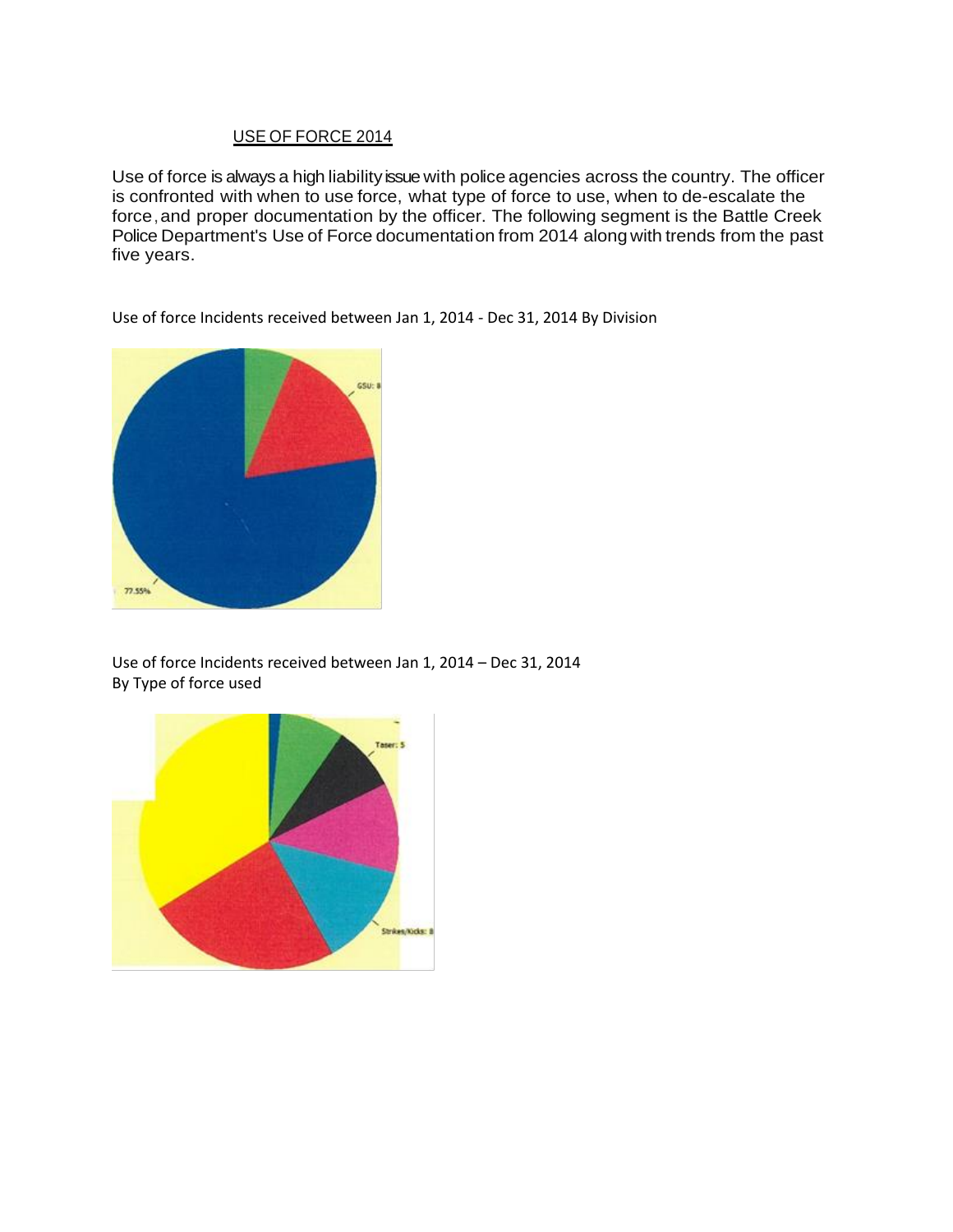# USE OF FORCE 2014

Use of force is always a high liability issue with police agencies across the country. The officer is confronted with when to use force, what type of force to use, when to de-escalate the force, and proper documentation by the officer. The following segment is the Battle Creek Police Department's Use of Force documentation from 2014 along with trends from the past five years.

Use of force Incidents received between Jan 1, 2014 - Dec 31, 2014 By Division

GSU: 8

77.55%

Use of force Incidents received between Jan 1, 2014 – Dec 31, 2014
By Type of force used

Taser: 5

Strikes/Kicks: 8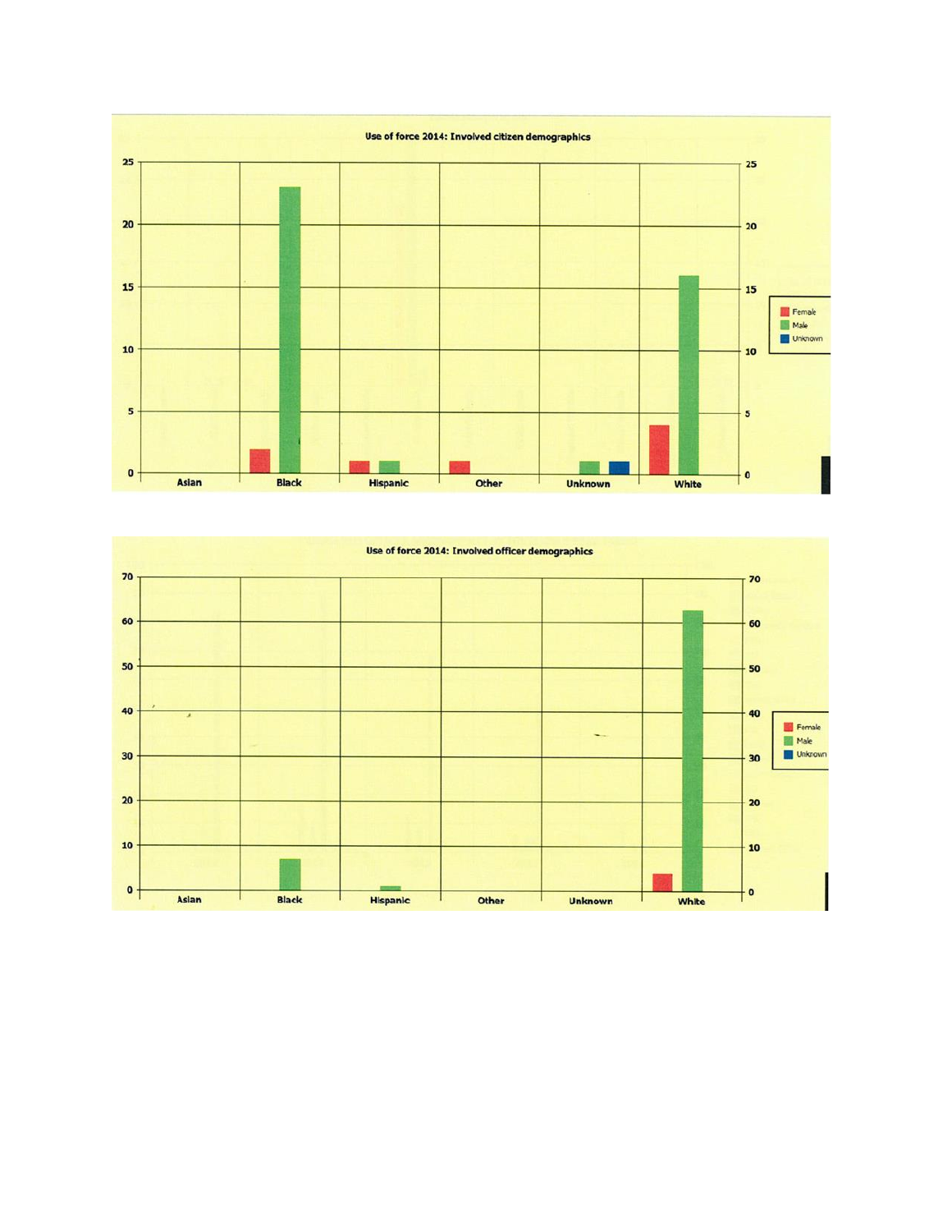**Use of force 2014: Involved citizen demographics**

| | Female | Male | Unknown |
| --- | --- | --- | --- |
| Asian | 0 | 0 | 0 |
| Black | 2 | 23 | 0 |
| Hispanic | 1 | 1 | 0 |
| Other | 1 | 0 | 0 |
| Unknown | 0 | 1 | 1 |
| White | 4 | 16 | 0 |

**Use of force 2014: Involved officer demographics**

| | Female | Male | Unknown |
| --- | --- | --- | --- |
| Asian | 0 | 0 | 0 |
| Black | 0 | 7 | 0 |
| Hispanic | 0 | 1 | 0 |
| Other | 0 | 0 | 0 |
| Unknown | 0 | 0 | 0 |
| White | 4 | 63 | 0 |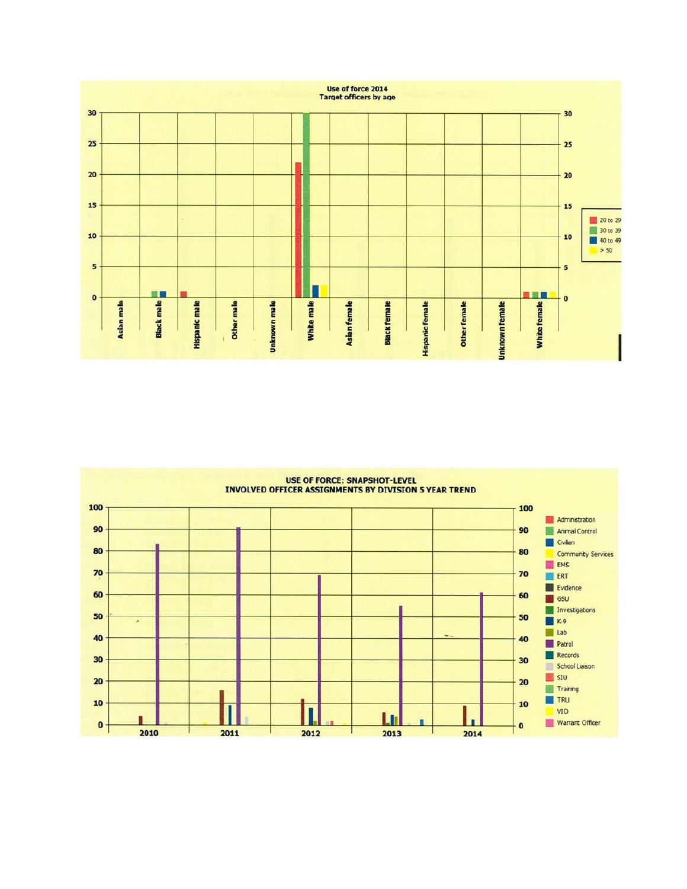Use of force 2014
Target officers by age

30 | 25 | 20 | 15 | 10 | 5 | 0

Asian male | Black male | Hispanic male | Other male | Unknown male | White male | Asian female | Black female | Hispanic female | Other female | Unknown female | White female

20 to 29
30 to 39
40 to 49
> 50

USE OF FORCE: SNAPSHOT-LEVEL
INVOLVED OFFICER ASSIGNMENTS BY DIVISION 5 YEAR TREND

100 | 90 | 80 | 70 | 60 | 50 | 40 | 30 | 20 | 10 | 0

2010 | 2011 | 2012 | 2013 | 2014

Administration
Animal Control
Civilian
Community Services
EMS
ERT
Evidence
GSU
Investigations
K-9
Lab
Patrol
Records
School Liaison
SIU
Training
TRU
VIO
Warrant Officer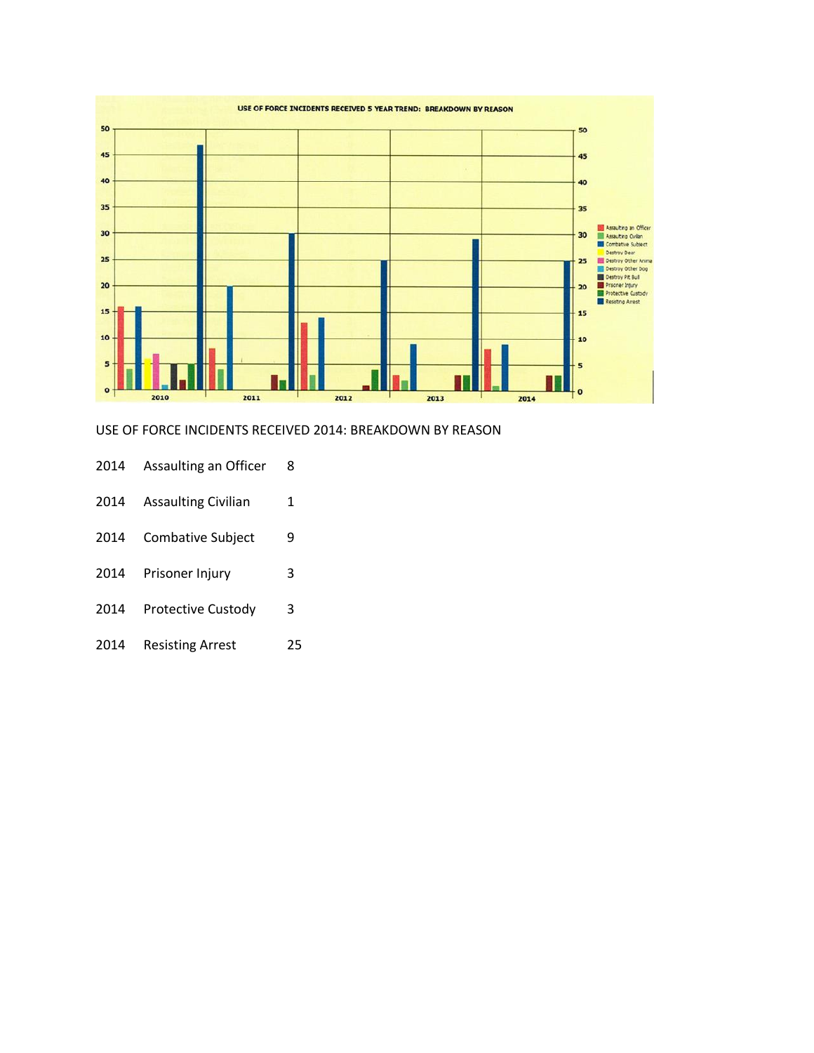USE OF FORCE INCIDENTS RECEIVED 2014: BREAKDOWN BY REASON

| | | |
|---|---|---|
| 2014 | Assaulting an Officer | 8 |
| 2014 | Assaulting Civilian | 1 |
| 2014 | Combative Subject | 9 |
| 2014 | Prisoner Injury | 3 |
| 2014 | Protective Custody | 3 |
| 2014 | Resisting Arrest | 25 |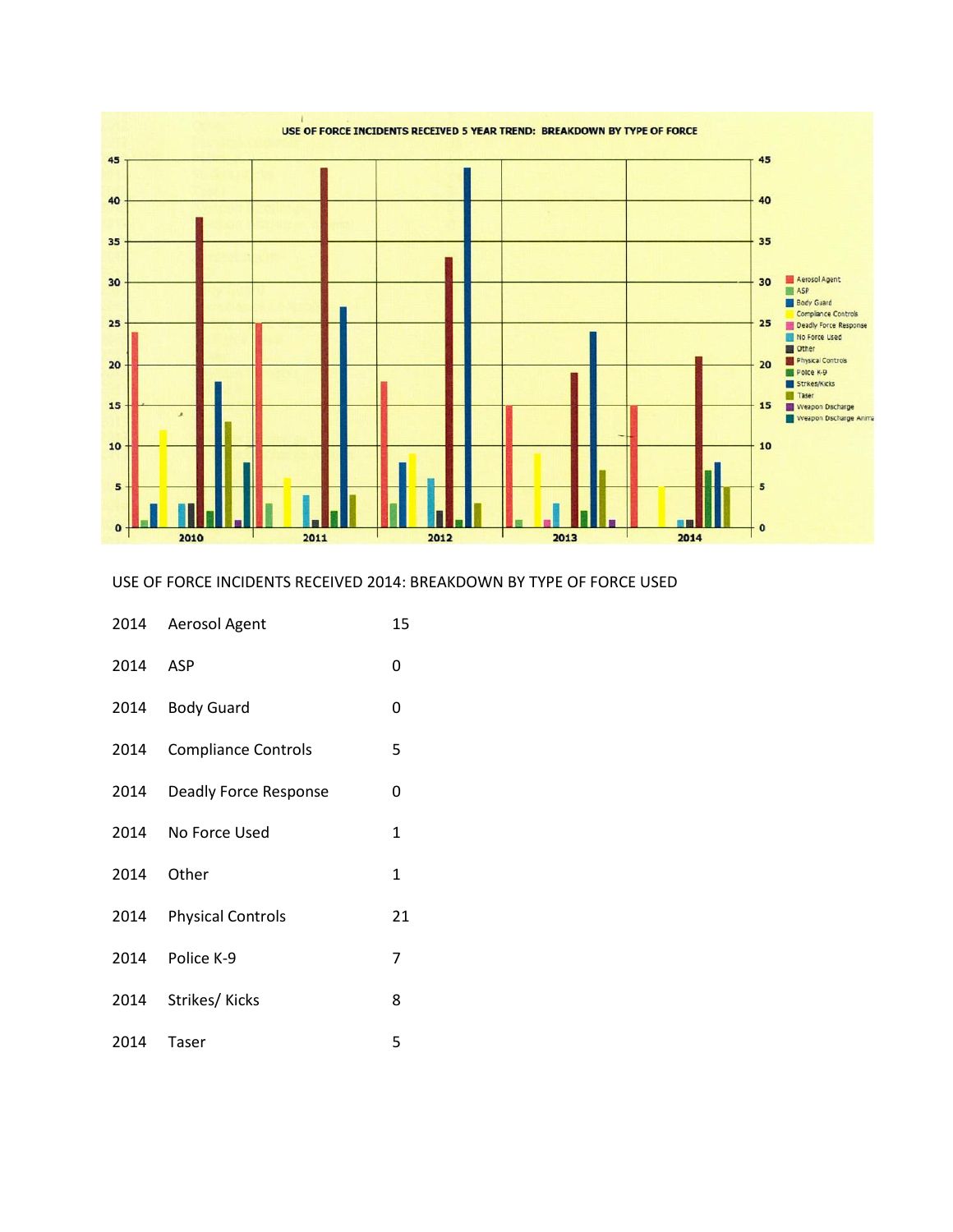USE OF FORCE INCIDENTS RECEIVED 2014: BREAKDOWN BY TYPE OF FORCE USED

| Year | Type of Force | Count |
|---|---|---|
| 2014 | Aerosol Agent | 15 |
| 2014 | ASP | 0 |
| 2014 | Body Guard | 0 |
| 2014 | Compliance Controls | 5 |
| 2014 | Deadly Force Response | 0 |
| 2014 | No Force Used | 1 |
| 2014 | Other | 1 |
| 2014 | Physical Controls | 21 |
| 2014 | Police K-9 | 7 |
| 2014 | Strikes/ Kicks | 8 |
| 2014 | Taser | 5 |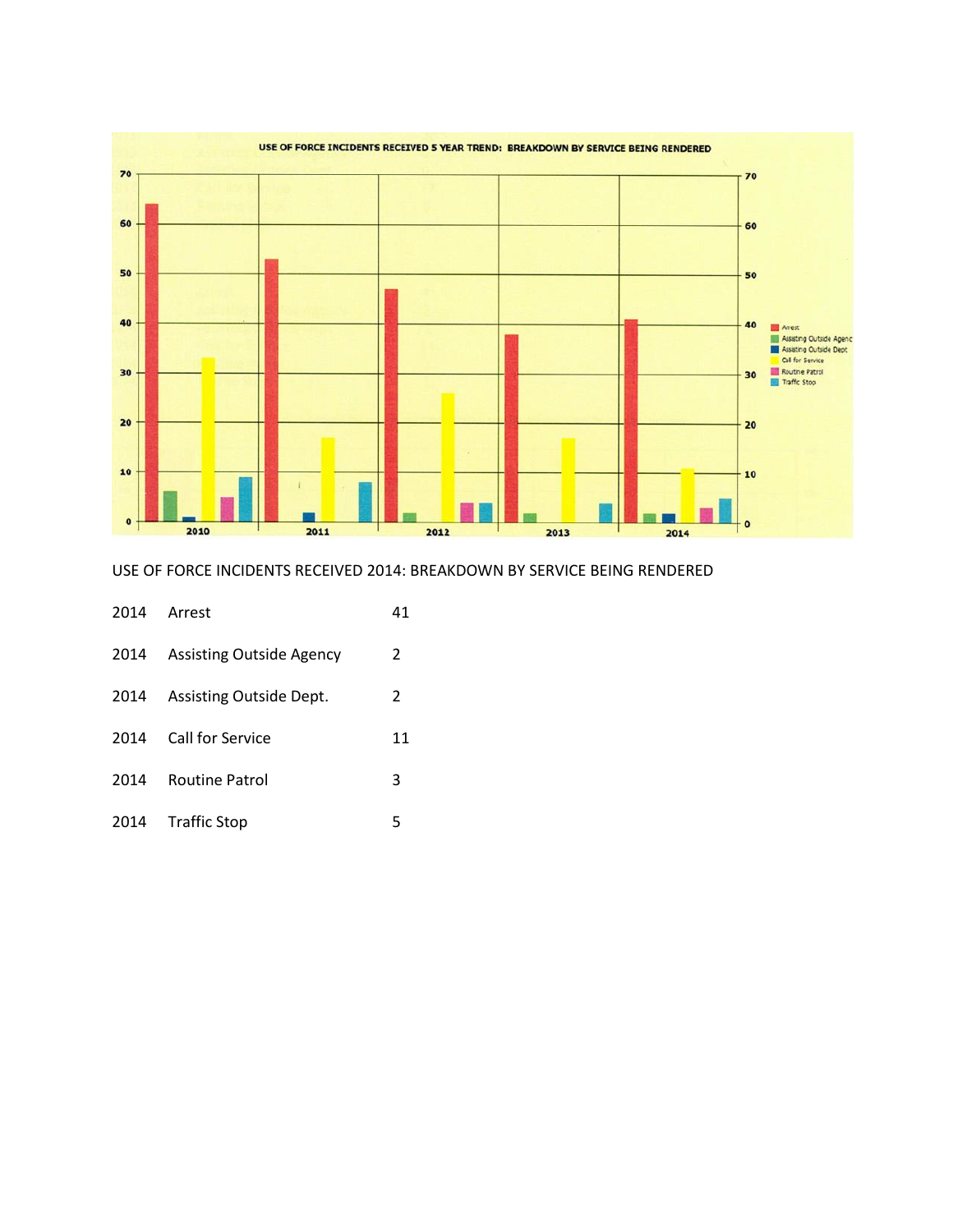USE OF FORCE INCIDENTS RECEIVED 5 YEAR TREND: BREAKDOWN BY SERVICE BEING RENDERED

USE OF FORCE INCIDENTS RECEIVED 2014: BREAKDOWN BY SERVICE BEING RENDERED

| | | |
|---|---|---|
| 2014 | Arrest | 41 |
| 2014 | Assisting Outside Agency | 2 |
| 2014 | Assisting Outside Dept. | 2 |
| 2014 | Call for Service | 11 |
| 2014 | Routine Patrol | 3 |
| 2014 | Traffic Stop | 5 |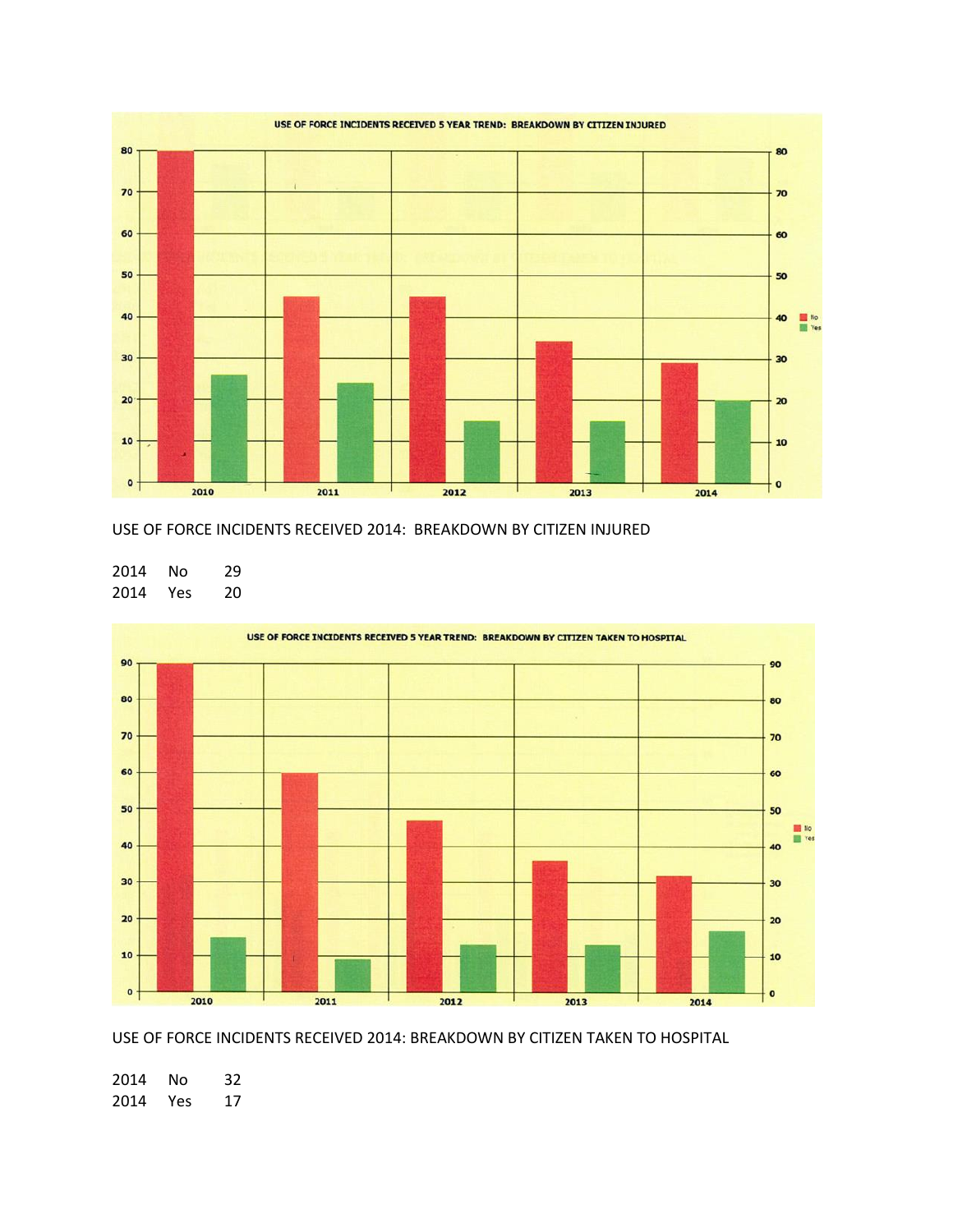USE OF FORCE INCIDENTS RECEIVED 5 YEAR TREND: BREAKDOWN BY CITIZEN INJURED

USE OF FORCE INCIDENTS RECEIVED 2014: BREAKDOWN BY CITIZEN INJURED

| | | |
|---|---|---|
| 2014 | No | 29 |
| 2014 | Yes | 20 |

USE OF FORCE INCIDENTS RECEIVED 5 YEAR TREND: BREAKDOWN BY CITIZEN TAKEN TO HOSPITAL

USE OF FORCE INCIDENTS RECEIVED 2014: BREAKDOWN BY CITIZEN TAKEN TO HOSPITAL

| | | |
|---|---|---|
| 2014 | No | 32 |
| 2014 | Yes | 17 |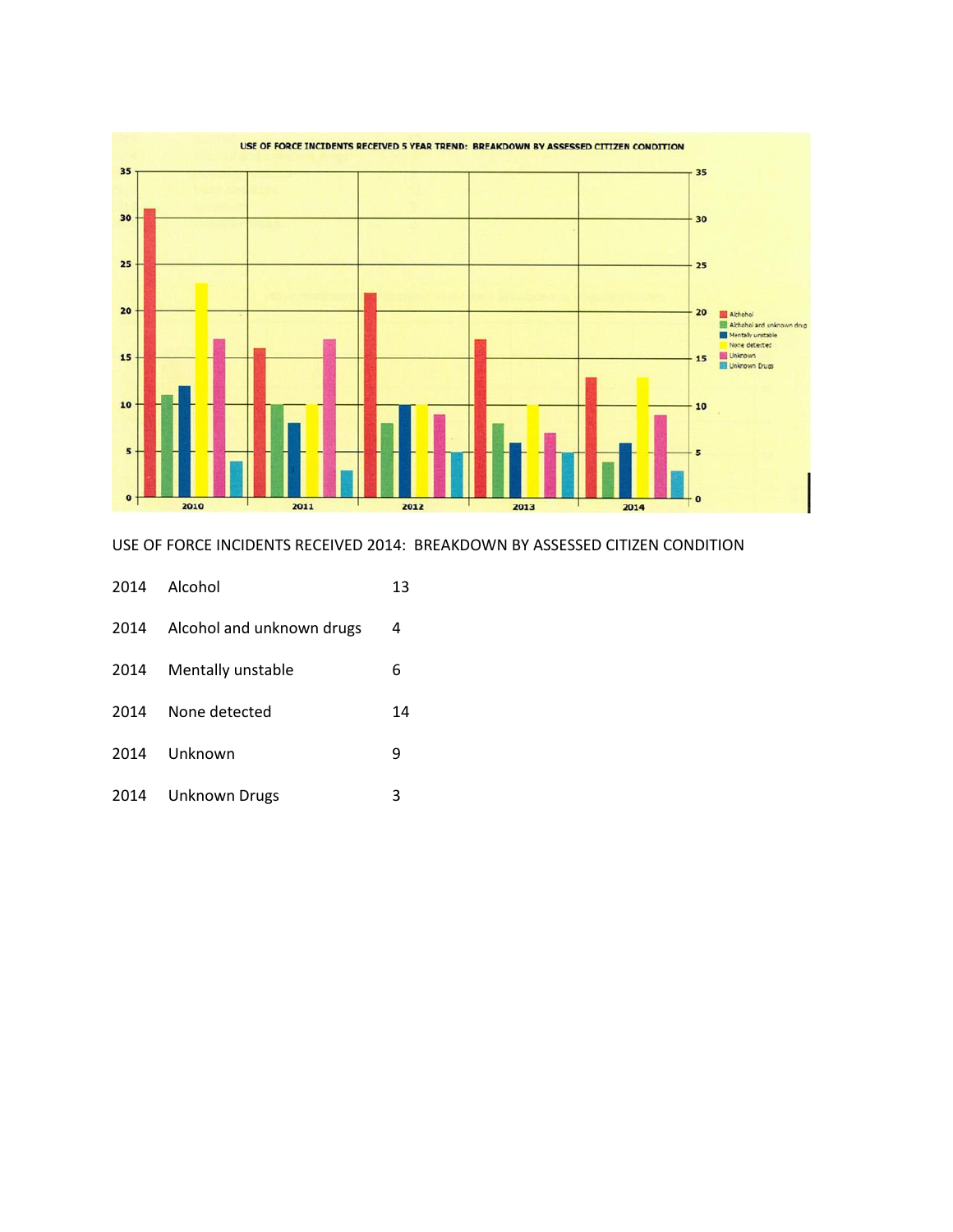USE OF FORCE INCIDENTS RECEIVED 5 YEAR TREND: BREAKDOWN BY ASSESSED CITIZEN CONDITION

USE OF FORCE INCIDENTS RECEIVED 2014: BREAKDOWN BY ASSESSED CITIZEN CONDITION

| | | |
|---|---|---|
| 2014 | Alcohol | 13 |
| 2014 | Alcohol and unknown drugs | 4 |
| 2014 | Mentally unstable | 6 |
| 2014 | None detected | 14 |
| 2014 | Unknown | 9 |
| 2014 | Unknown Drugs | 3 |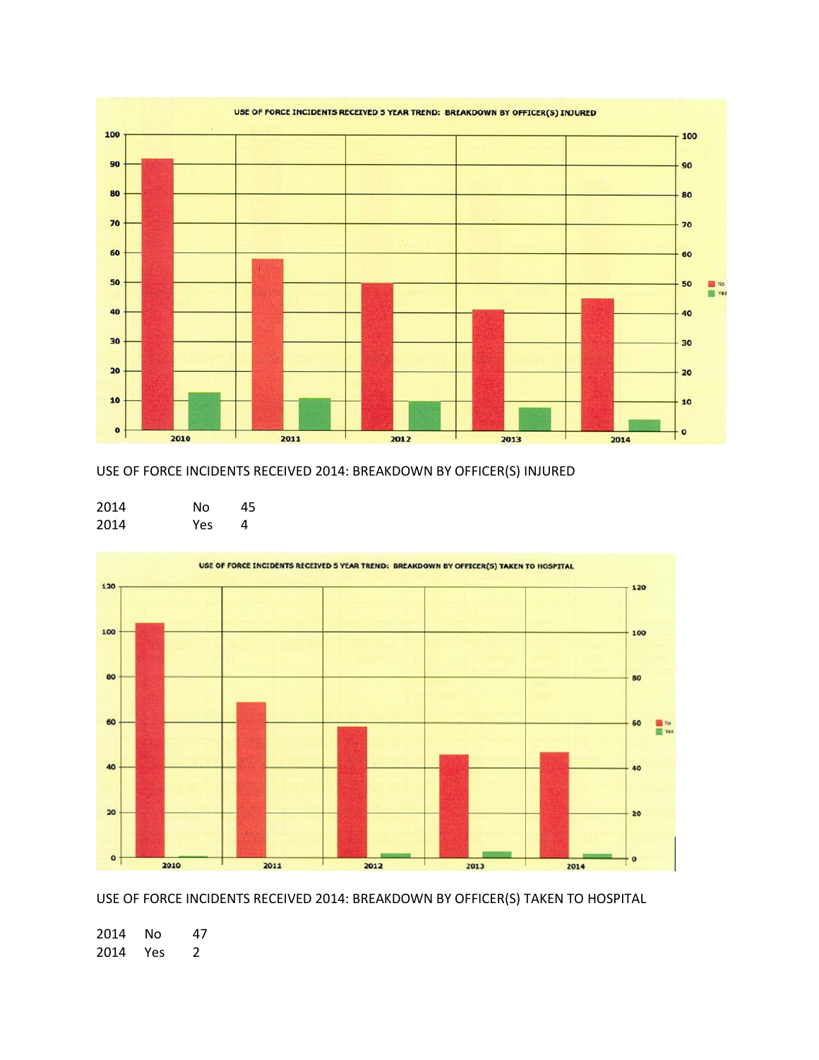USE OF FORCE INCIDENTS RECEIVED 5 YEAR TREND: BREAKDOWN BY OFFICER(S) INJURED

USE OF FORCE INCIDENTS RECEIVED 2014: BREAKDOWN BY OFFICER(S) INJURED

| 2014 | No | 45 |
|---|---|---|
| 2014 | Yes | 4 |

USE OF FORCE INCIDENTS RECEIVED 5 YEAR TREND: BREAKDOWN BY OFFICER(S) TAKEN TO HOSPITAL

USE OF FORCE INCIDENTS RECEIVED 2014: BREAKDOWN BY OFFICER(S) TAKEN TO HOSPITAL

| 2014 | No | 47 |
|---|---|---|
| 2014 | Yes | 2 |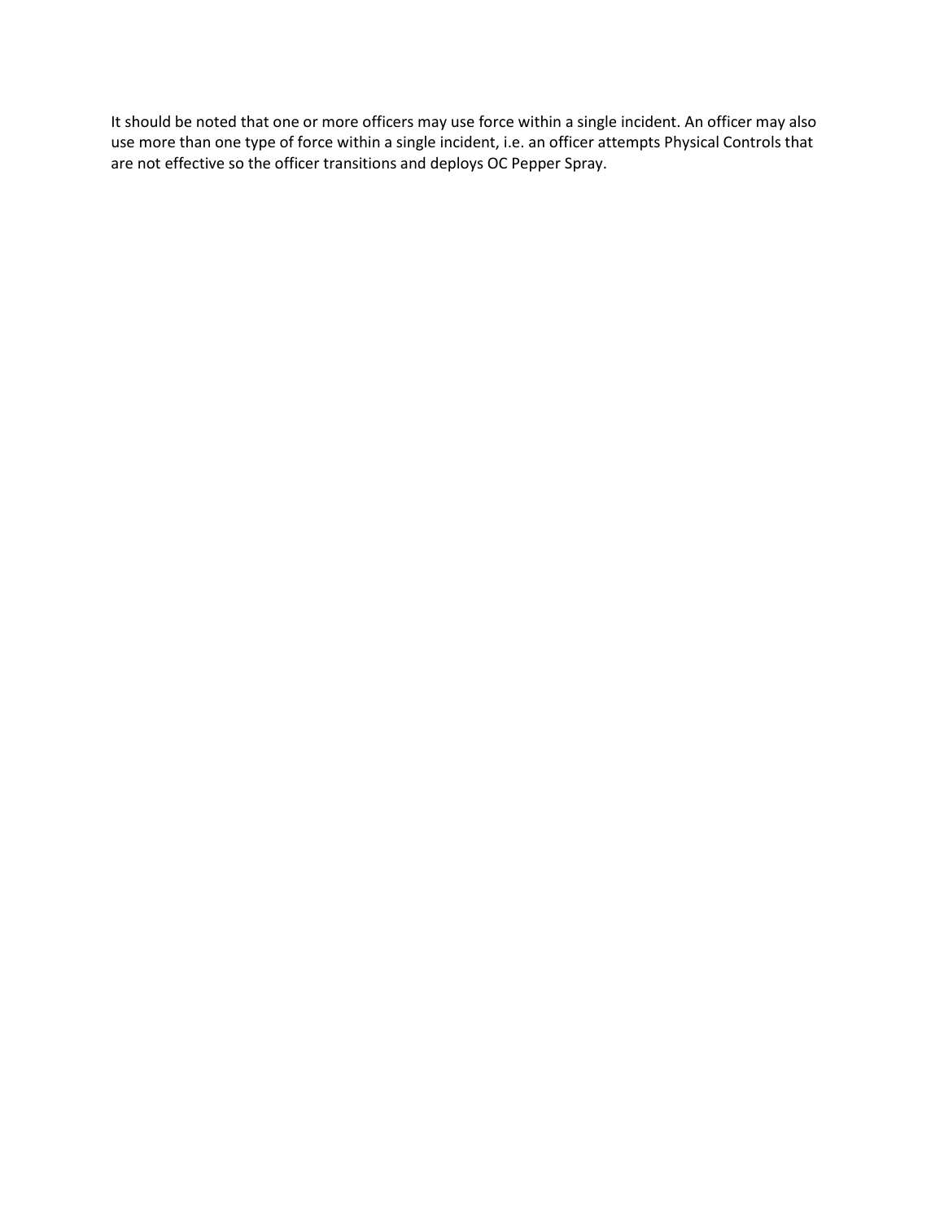It should be noted that one or more officers may use force within a single incident. An officer may also use more than one type of force within a single incident, i.e. an officer attempts Physical Controls that are not effective so the officer transitions and deploys OC Pepper Spray.